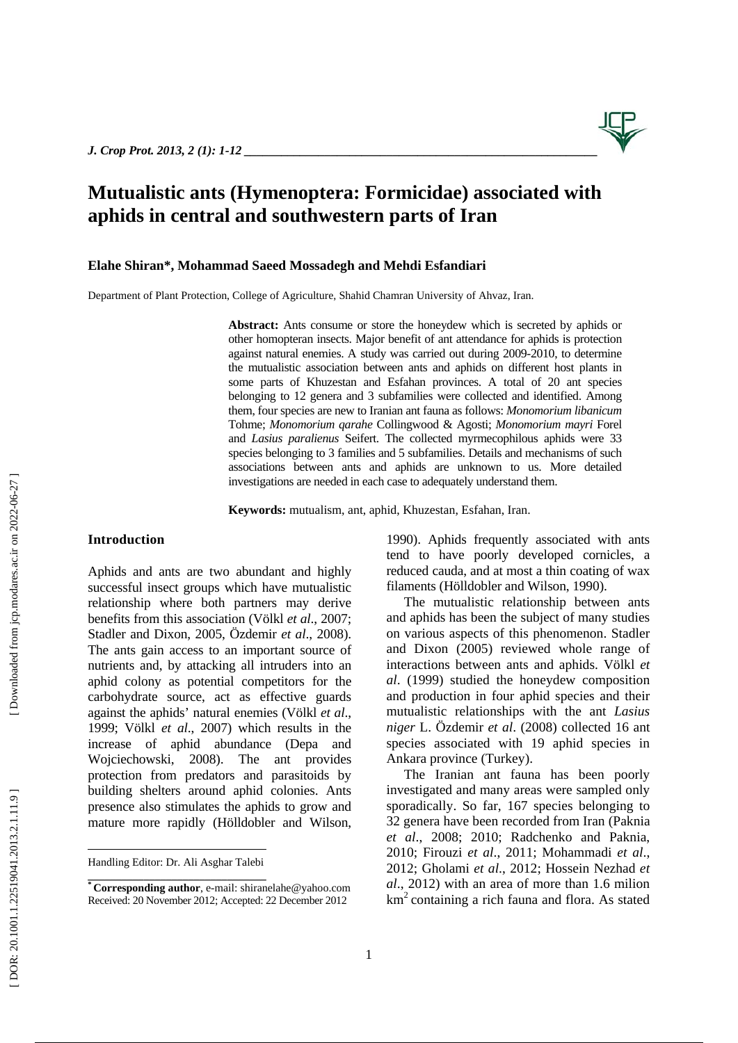# Mutualistic ants (Hymenoptera: Formicidae) associated with aphids in central and southwestern parts of Iran

**Elahe Shiran\*, Mohammad Saeed Mossadegh and Mehdi Esfandiari**

Department of Plant Protection, College of Agriculture, Shahid Chamran University of Ahvaz, Iran.

**Abstract:** Ants consume or store the honeydew which is secreted by aphids or other homopteran insects. Major benefit of ant attendance for aphids is protection against natural enemies. A study was carried out during 2009-2010, to determine the mutualistic association between ants and aphids on different host plants in some parts of Khuzestan and Esfahan provinces. A total of 20 ant species belonging to 12 genera and 3 subfamilies were collected and identified. Among them, four species are new to Iranian ant fauna as follows: *Monomorium libanicum* Tohme; *Monomorium qarahe* Collingwood & Agosti; *Monomorium mayri* Forel and *Lasius paralienus* Seifert. The collected myrmecophilous aphids were 33 species belonging to 3 families and 5 subfamilies. Details and mechanisms of such associations between ants and aphids are unknown to us. More detailed investigations are needed in each case to adequately understand them.

**Keywords:** mutualism, ant, aphid, Khuzestan, Esfahan, Iran.

## Introduction

Aphids and ants are two abundant and highly successful insect groups which have mutualistic relationship where both partners may derive benefits from this association (Völkl *et al*., 2007; Stadler and Dixon, 2005, Özdemir *et al*., 2008). The ants gain access to an important source of nutrients and, by attacking all intruders into an aphid colony as potential competitors for the carbohydrate source, act as effective guards against the aphids' natural enemies (Völkl *et al*., 1999; Völkl *et al*., 2007) which results in the increase of aphid abundance (Depa and Wojciechowski, 2008). The ant provides protection from predators and parasitoids by building shelters around aphid colonies. Ants presence also stimulates the aphids to grow and mature more rapidly (Hölldobler and Wilson, 1990). Aphids frequently associated with ants tend to have poorly developed cornicles, a reduced cauda, and at most a thin coating of wax filaments (Hölldobler and Wilson, 1990).

The mutualistic relationship between ants and aphids has been the subject of many studies on various aspects of this phenomenon. Stadler and Dixon (2005) reviewed whole range of interactions between ants and aphids. Völkl *et al*. (1999) studied the honeydew composition and production in four aphid species and their mutualistic relationships with the ant *Lasius niger* L. Özdemir *et al*. (2008) collected 16 ant species associated with 19 aphid species in Ankara province (Turkey).

The Iranian ant fauna has been poorly investigated and many areas were sampled only sporadically. So far, 167 species belonging to 32 genera have been recorded from Iran (Paknia *et al*., 2008; 2010; Radchenko and Paknia, 2010; Firouzi *et al*., 2011; Mohammadi *et al*., 2012; Gholami *et al*., 2012; Hossein Nezhad *et al*., 2012) with an area of more than 1.6 milion km$^2$ containing a rich fauna and flora. As stated

---

Handling Editor: Dr. Ali Asghar Talebi

\* **Corresponding author**, e-mail: shiranelahe@yahoo.com
Received: 20 November 2012; Accepted: 22 December 2012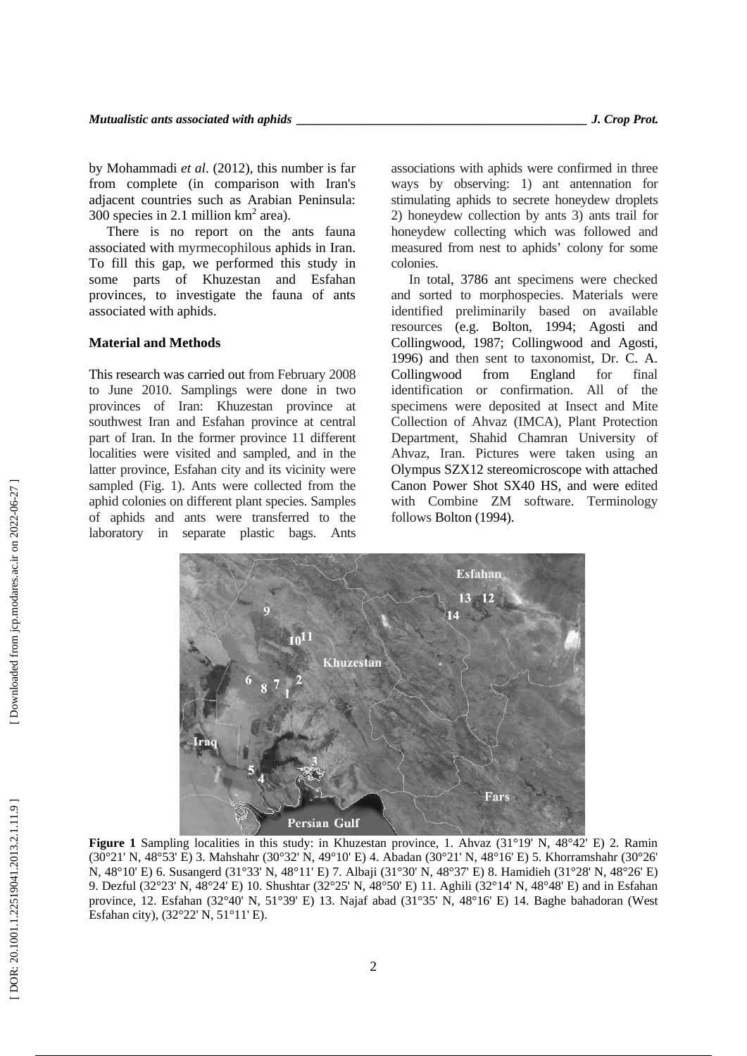by Mohammadi *et al*. (2012), this number is far from complete (in comparison with Iran's adjacent countries such as Arabian Peninsula: 300 species in 2.1 million $km^2$ area).

There is no report on the ants fauna associated with myrmecophilous aphids in Iran. To fill this gap, we performed this study in some parts of Khuzestan and Esfahan provinces, to investigate the fauna of ants associated with aphids.

## Material and Methods

This research was carried out from February 2008 to June 2010. Samplings were done in two provinces of Iran: Khuzestan province at southwest Iran and Esfahan province at central part of Iran. In the former province 11 different localities were visited and sampled, and in the latter province, Esfahan city and its vicinity were sampled (Fig. 1). Ants were collected from the aphid colonies on different plant species. Samples of aphids and ants were transferred to the laboratory in separate plastic bags. Ants associations with aphids were confirmed in three ways by observing: 1) ant antennation for stimulating aphids to secrete honeydew droplets 2) honeydew collection by ants 3) ants trail for honeydew collecting which was followed and measured from nest to aphids' colony for some colonies.

In total, 3786 ant specimens were checked and sorted to morphospecies. Materials were identified preliminarily based on available resources (e.g. Bolton, 1994; Agosti and Collingwood, 1987; Collingwood and Agosti, 1996) and then sent to taxonomist, Dr. C. A. Collingwood from England for final identification or confirmation. All of the specimens were deposited at Insect and Mite Collection of Ahvaz (IMCA), Plant Protection Department, Shahid Chamran University of Ahvaz, Iran. Pictures were taken using an Olympus SZX12 stereomicroscope with attached Canon Power Shot SX40 HS, and were edited with Combine ZM software. Terminology follows Bolton (1994).

Esfahan
13 12
14
9
10 11
Khuzestan
6 8 7 2
1
Iraq
5
4
3
Fars
Persian Gulf

**Figure 1** Sampling localities in this study: in Khuzestan province, 1. Ahvaz (31°19' N, 48°42' E) 2. Ramin (30°21' N, 48°53' E) 3. Mahshahr (30°32' N, 49°10' E) 4. Abadan (30°21' N, 48°16' E) 5. Khorramshahr (30°26' N, 48°10' E) 6. Susangerd (31°33' N, 48°11' E) 7. Albaji (31°30' N, 48°37' E) 8. Hamidieh (31°28' N, 48°26' E) 9. Dezful (32°23' N, 48°24' E) 10. Shushtar (32°25' N, 48°50' E) 11. Aghili (32°14' N, 48°48' E) and in Esfahan province, 12. Esfahan (32°40' N, 51°39' E) 13. Najaf abad (31°35' N, 48°16' E) 14. Baghe bahadoran (West Esfahan city), (32°22' N, 51°11' E).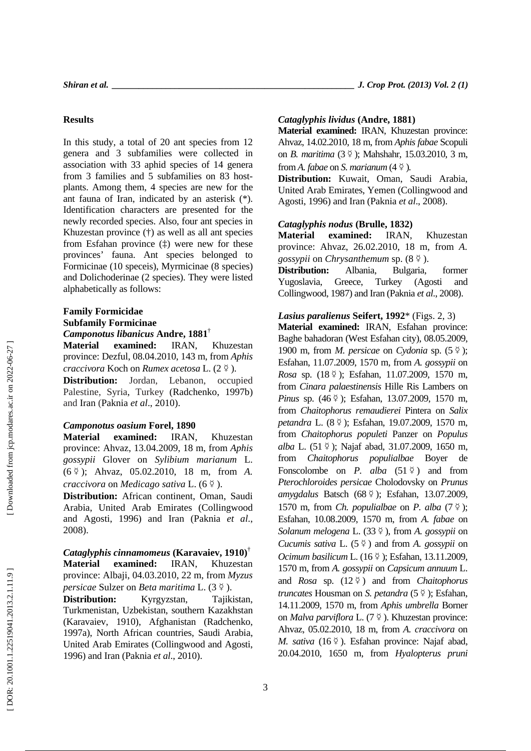## Results

In this study, a total of 20 ant species from 12 genera and 3 subfamilies were collected in association with 33 aphid species of 14 genera from 3 families and 5 subfamilies on 83 host-plants. Among them, 4 species are new for the ant fauna of Iran, indicated by an asterisk (*). Identification characters are presented for the newly recorded species. Also, four ant species in Khuzestan province (†) as well as all ant species from Esfahan province (‡) were new for these provinces' fauna. Ant species belonged to Formicinae (10 speceis), Myrmicinae (8 species) and Dolichoderinae (2 species). They were listed alphabetically as follows:

**Family Formicidae**

**Subfamily Formicinae**

***Camponotus libanicus* Andre, 1881**†

**Material examined:** IRAN, Khuzestan province: Dezful, 08.04.2010, 143 m, from *Aphis craccivora* Koch on *Rumex acetosa* L. (2☿).

**Distribution:** Jordan, Lebanon, occupied Palestine, Syria, Turkey (Radchenko, 1997b) and Iran (Paknia *et al*., 2010).

***Camponotus oasium* Forel, 1890**

**Material examined:** IRAN, Khuzestan province: Ahvaz, 13.04.2009, 18 m, from *Aphis gossypii* Glover on *Sylibium marianum* L. (6☿); Ahvaz, 05.02.2010, 18 m, from *A. craccivora* on *Medicago sativa* L. (6☿).

**Distribution:** African continent, Oman, Saudi Arabia, United Arab Emirates (Collingwood and Agosti, 1996) and Iran (Paknia *et al*., 2008).

***Cataglyphis cinnamomeus* (Karavaiev, 1910)**†

**Material examined:** IRAN, Khuzestan province: Albaji, 04.03.2010, 22 m, from *Myzus persicae* Sulzer on *Beta maritima* L. (3☿).

**Distribution:** Kyrgyzstan, Tajikistan, Turkmenistan, Uzbekistan, southern Kazakhstan (Karavaiev, 1910), Afghanistan (Radchenko, 1997a), North African countries, Saudi Arabia, United Arab Emirates (Collingwood and Agosti, 1996) and Iran (Paknia *et al*., 2010).

***Cataglyphis lividus* (Andre, 1881)**

**Material examined:** IRAN, Khuzestan province: Ahvaz, 14.02.2010, 18 m, from *Aphis fabae* Scopuli on *B. maritima* (3☿); Mahshahr, 15.03.2010, 3 m, from *A. fabae* on *S. marianum* (4☿).

**Distribution:** Kuwait, Oman, Saudi Arabia, United Arab Emirates, Yemen (Collingwood and Agosti, 1996) and Iran (Paknia *et al*., 2008).

***Cataglyphis nodus* (Brulle, 1832)**

**Material examined:** IRAN, Khuzestan province: Ahvaz, 26.02.2010, 18 m, from *A. gossypii* on *Chrysanthemum* sp. (8☿).

**Distribution:** Albania, Bulgaria, former Yugoslavia, Greece, Turkey (Agosti and Collingwood, 1987) and Iran (Paknia *et al*., 2008).

***Lasius paralienus* Seifert, 1992*** (Figs. 2, 3)

**Material examined:** IRAN, Esfahan province: Baghe bahadoran (West Esfahan city), 08.05.2009, 1900 m, from *M. persicae* on *Cydonia* sp. (5☿); Esfahan, 11.07.2009, 1570 m, from *A. gossypii* on *Rosa* sp. (18☿); Esfahan, 11.07.2009, 1570 m, from *Cinara palaestinensis* Hille Ris Lambers on *Pinus* sp. (46☿); Esfahan, 13.07.2009, 1570 m, from *Chaitophorus remaudierei* Pintera on *Salix petandra* L. (8☿); Esfahan, 19.07.2009, 1570 m, from *Chaitophorus populeti* Panzer on *Populus alba* L. (51☿); Najaf abad, 31.07.2009, 1650 m, from *Chaitophorus populialbae* Boyer de Fonscolombe on *P. alba* (51☿) and from *Pterochloroides persicae* Cholodovsky on *Prunus amygdalus* Batsch (68☿); Esfahan, 13.07.2009, 1570 m, from *Ch. populialbae* on *P. alba* (7☿); Esfahan, 10.08.2009, 1570 m, from *A. fabae* on *Solanum melogena* L. (33☿), from *A. gossypii* on *Cucumis sativa* L. (5☿) and from *A. gossypii* on *Ocimum basilicum* L. (16☿); Esfahan, 13.11.2009, 1570 m, from *A. gossypii* on *Capsicum annuum* L. and *Rosa* sp. (12☿) and from *Chaitophorus truncates* Housman on *S. petandra* (5☿); Esfahan, 14.11.2009, 1570 m, from *Aphis umbrella* Borner on *Malva parviflora* L. (7☿). Khuzestan province: Ahvaz, 05.02.2010, 18 m, from *A. craccivora* on *M. sativa* (16☿). Esfahan province: Najaf abad, 20.04.2010, 1650 m, from *Hyalopterus pruni*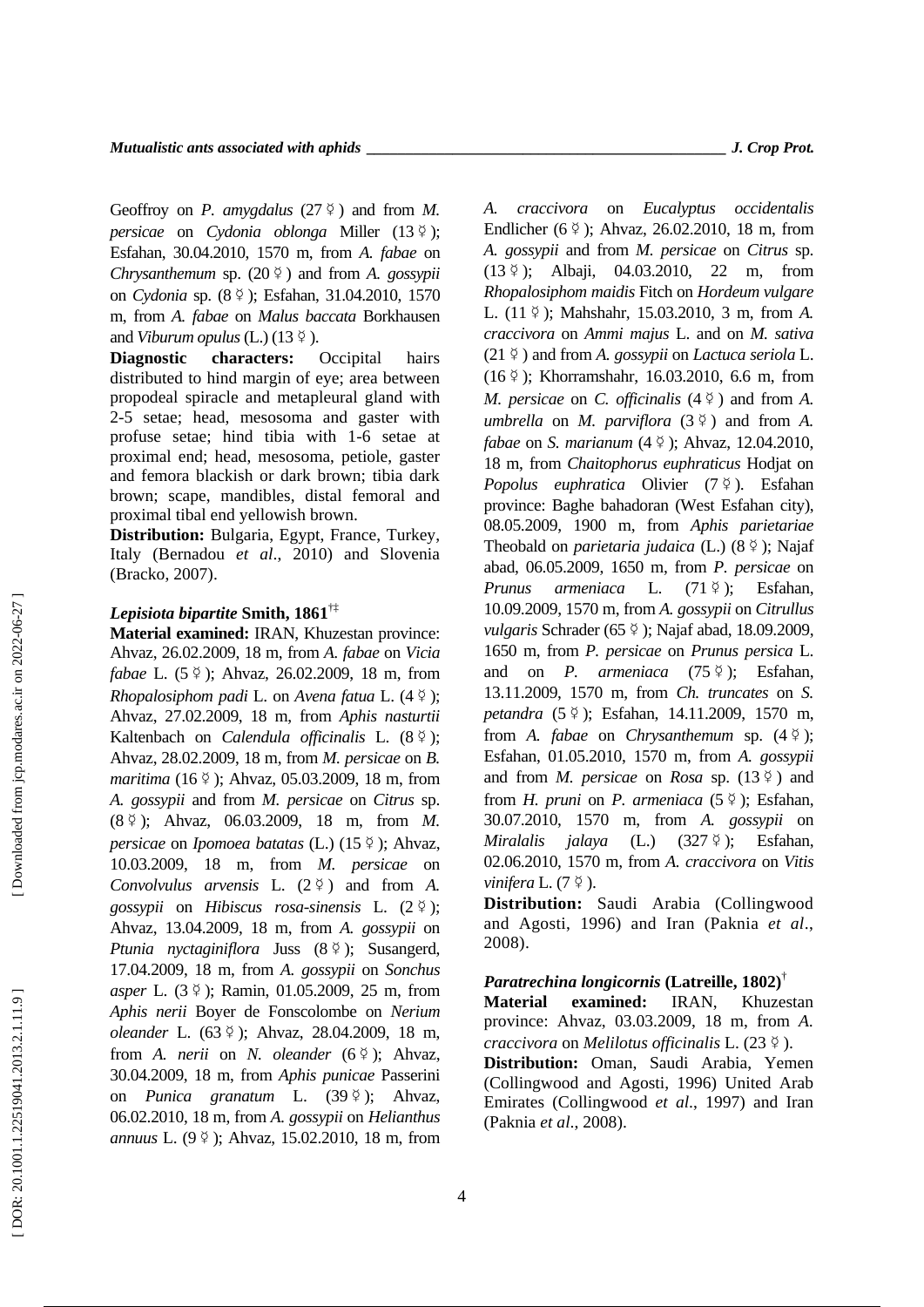Geoffroy on *P. amygdalus* (27☿) and from *M. persicae* on *Cydonia oblonga* Miller (13☿); Esfahan, 30.04.2010, 1570 m, from *A. fabae* on *Chrysanthemum* sp. (20☿) and from *A. gossypii* on *Cydonia* sp. (8☿); Esfahan, 31.04.2010, 1570 m, from *A. fabae* on *Malus baccata* Borkhausen and *Viburum opulus* (L.) (13☿).

**Diagnostic characters:** Occipital hairs distributed to hind margin of eye; area between propodeal spiracle and metapleural gland with 2-5 setae; head, mesosoma and gaster with profuse setae; hind tibia with 1-6 setae at proximal end; head, mesosoma, petiole, gaster and femora blackish or dark brown; tibia dark brown; scape, mandibles, distal femoral and proximal tibal end yellowish brown.

**Distribution:** Bulgaria, Egypt, France, Turkey, Italy (Bernadou *et al*., 2010) and Slovenia (Bracko, 2007).

### *Lepisiota bipartite* Smith, 1861[†‡]

**Material examined:** IRAN, Khuzestan province: Ahvaz, 26.02.2009, 18 m, from *A. fabae* on *Vicia fabae* L. (5☿); Ahvaz, 26.02.2009, 18 m, from *Rhopalosiphom padi* L. on *Avena fatua* L. (4☿); Ahvaz, 27.02.2009, 18 m, from *Aphis nasturtii* Kaltenbach on *Calendula officinalis* L. (8☿); Ahvaz, 28.02.2009, 18 m, from *M. persicae* on *B. maritima* (16☿); Ahvaz, 05.03.2009, 18 m, from *A. gossypii* and from *M. persicae* on *Citrus* sp. (8☿); Ahvaz, 06.03.2009, 18 m, from *M. persicae* on *Ipomoea batatas* (L.) (15☿); Ahvaz, 10.03.2009, 18 m, from *M. persicae* on *Convolvulus arvensis* L. (2☿) and from *A. gossypii* on *Hibiscus rosa-sinensis* L. (2☿); Ahvaz, 13.04.2009, 18 m, from *A. gossypii* on *Ptunia nyctaginiflora* Juss (8☿); Susangerd, 17.04.2009, 18 m, from *A. gossypii* on *Sonchus asper* L. (3☿); Ramin, 01.05.2009, 25 m, from *Aphis nerii* Boyer de Fonscolombe on *Nerium oleander* L. (63☿); Ahvaz, 28.04.2009, 18 m, from *A. nerii* on *N. oleander* (6☿); Ahvaz, 30.04.2009, 18 m, from *Aphis punicae* Passerini on *Punica granatum* L. (39☿); Ahvaz, 06.02.2010, 18 m, from *A. gossypii* on *Helianthus annuus* L. (9☿); Ahvaz, 15.02.2010, 18 m, from *A. craccivora* on *Eucalyptus occidentalis* Endlicher (6☿); Ahvaz, 26.02.2010, 18 m, from *A. gossypii* and from *M. persicae* on *Citrus* sp. (13☿); Albaji, 04.03.2010, 22 m, from *Rhopalosiphom maidis* Fitch on *Hordeum vulgare* L. (11☿); Mahshahr, 15.03.2010, 3 m, from *A. craccivora* on *Ammi majus* L. and on *M. sativa* (21☿) and from *A. gossypii* on *Lactuca seriola* L. (16☿); Khorramshahr, 16.03.2010, 6.6 m, from *M. persicae* on *C. officinalis* (4☿) and from *A. umbrella* on *M. parviflora* (3☿) and from *A. fabae* on *S. marianum* (4☿); Ahvaz, 12.04.2010, 18 m, from *Chaitophorus euphraticus* Hodjat on *Popolus euphratica* Olivier (7☿). Esfahan province: Baghe bahadoran (West Esfahan city), 08.05.2009, 1900 m, from *Aphis parietariae* Theobald on *parietaria judaica* (L.) (8☿); Najaf abad, 06.05.2009, 1650 m, from *P. persicae* on *Prunus armeniaca* L. (71☿); Esfahan, 10.09.2009, 1570 m, from *A. gossypii* on *Citrullus vulgaris* Schrader (65☿); Najaf abad, 18.09.2009, 1650 m, from *P. persicae* on *Prunus persica* L. and on *P. armeniaca* (75☿); Esfahan, 13.11.2009, 1570 m, from *Ch. truncates* on *S. petandra* (5☿); Esfahan, 14.11.2009, 1570 m, from *A. fabae* on *Chrysanthemum* sp. (4☿); Esfahan, 01.05.2010, 1570 m, from *A. gossypii* and from *M. persicae* on *Rosa* sp. (13☿) and from *H. pruni* on *P. armeniaca* (5☿); Esfahan, 30.07.2010, 1570 m, from *A. gossypii* on *Miralalis jalaya* (L.) (327☿); Esfahan, 02.06.2010, 1570 m, from *A. craccivora* on *Vitis vinifera* L. (7☿).

**Distribution:** Saudi Arabia (Collingwood and Agosti, 1996) and Iran (Paknia *et al*., 2008).

### *Paratrechina longicornis* (Latreille, 1802)[†]

**Material examined:** IRAN, Khuzestan province: Ahvaz, 03.03.2009, 18 m, from *A. craccivora* on *Melilotus officinalis* L. (23☿).

**Distribution:** Oman, Saudi Arabia, Yemen (Collingwood and Agosti, 1996) United Arab Emirates (Collingwood *et al*., 1997) and Iran (Paknia *et al*., 2008).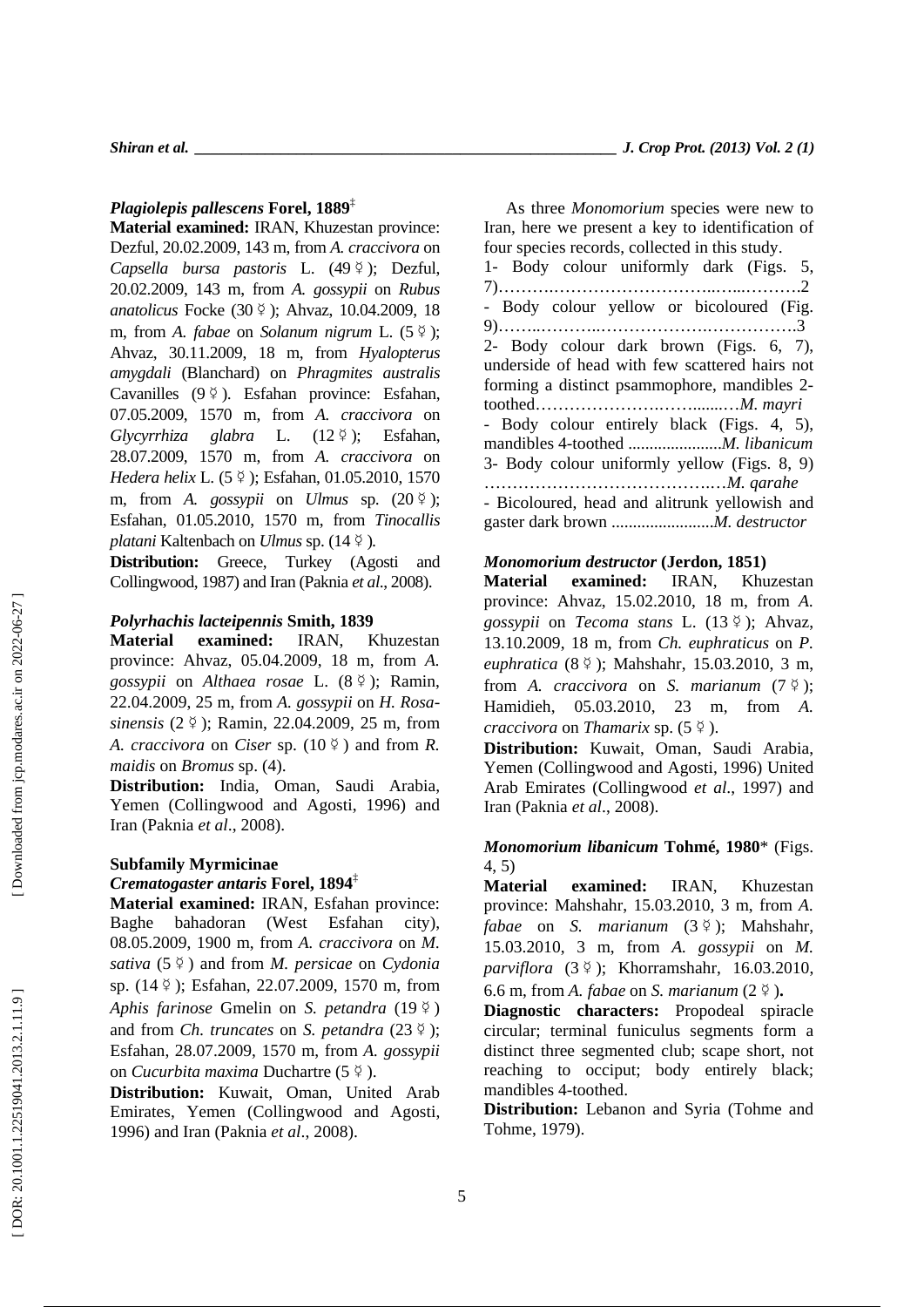***Plagiolepis pallescens* Forel, 1889**‡

**Material examined:** IRAN, Khuzestan province: Dezful, 20.02.2009, 143 m, from *A. craccivora* on *Capsella bursa pastoris* L. (49☿); Dezful, 20.02.2009, 143 m, from *A. gossypii* on *Rubus anatolicus* Focke (30☿); Ahvaz, 10.04.2009, 18 m, from *A. fabae* on *Solanum nigrum* L. (5☿); Ahvaz, 30.11.2009, 18 m, from *Hyalopterus amygdali* (Blanchard) on *Phragmites australis* Cavanilles (9☿). Esfahan province: Esfahan, 07.05.2009, 1570 m, from *A. craccivora* on *Glycyrrhiza glabra* L. (12☿); Esfahan, 28.07.2009, 1570 m, from *A. craccivora* on *Hedera helix* L. (5☿); Esfahan, 01.05.2010, 1570 m, from *A. gossypii* on *Ulmus* sp. (20☿); Esfahan, 01.05.2010, 1570 m, from *Tinocallis platani* Kaltenbach on *Ulmus* sp. (14☿).

**Distribution:** Greece, Turkey (Agosti and Collingwood, 1987) and Iran (Paknia *et al*., 2008).

***Polyrhachis lacteipennis* Smith, 1839**

**Material examined:** IRAN, Khuzestan province: Ahvaz, 05.04.2009, 18 m, from *A. gossypii* on *Althaea rosae* L. (8☿); Ramin, 22.04.2009, 25 m, from *A. gossypii* on *H. Rosa-sinensis* (2☿); Ramin, 22.04.2009, 25 m, from *A. craccivora* on *Ciser* sp. (10☿) and from *R. maidis* on *Bromus* sp. (4).

**Distribution:** India, Oman, Saudi Arabia, Yemen (Collingwood and Agosti, 1996) and Iran (Paknia *et al*., 2008).

**Subfamily Myrmicinae**

***Crematogaster antaris* Forel, 1894**‡

**Material examined:** IRAN, Esfahan province: Baghe bahadoran (West Esfahan city), 08.05.2009, 1900 m, from *A. craccivora* on *M. sativa* (5☿) and from *M. persicae* on *Cydonia* sp. (14☿); Esfahan, 22.07.2009, 1570 m, from *Aphis farinose* Gmelin on *S. petandra* (19☿) and from *Ch. truncates* on *S. petandra* (23☿); Esfahan, 28.07.2009, 1570 m, from *A. gossypii* on *Cucurbita maxima* Duchartre (5☿).

**Distribution:** Kuwait, Oman, United Arab Emirates, Yemen (Collingwood and Agosti, 1996) and Iran (Paknia *et al*., 2008).

As three *Monomorium* species were new to Iran, here we present a key to identification of four species records, collected in this study.

1- Body colour uniformly dark (Figs. 5, 7)……….……………………..…...……….2

- Body colour yellow or bicoloured (Fig. 9)……..………..……………….…………….3

2- Body colour dark brown (Figs. 6, 7), underside of head with few scattered hairs not forming a distinct psammophore, mandibles 2-toothed…………………….……......…*M. mayri*

- Body colour entirely black (Figs. 4, 5), mandibles 4-toothed ......................*M. libanicum*

3- Body colour uniformly yellow (Figs. 8, 9) ………………………………….…*M. qarahe*

- Bicoloured, head and alitrunk yellowish and gaster dark brown ........................*M. destructor*

***Monomorium destructor* (Jerdon, 1851)**

**Material examined:** IRAN, Khuzestan province: Ahvaz, 15.02.2010, 18 m, from *A. gossypii* on *Tecoma stans* L. (13☿); Ahvaz, 13.10.2009, 18 m, from *Ch. euphraticus* on *P. euphratica* (8☿); Mahshahr, 15.03.2010, 3 m, from *A. craccivora* on *S. marianum* (7☿); Hamidieh, 05.03.2010, 23 m, from *A. craccivora* on *Thamarix* sp. (5☿).

**Distribution:** Kuwait, Oman, Saudi Arabia, Yemen (Collingwood and Agosti, 1996) United Arab Emirates (Collingwood *et al*., 1997) and Iran (Paknia *et al*., 2008).

***Monomorium libanicum* Tohmé, 1980**\* (Figs. 4, 5)

**Material examined:** IRAN, Khuzestan province: Mahshahr, 15.03.2010, 3 m, from *A. fabae* on *S. marianum* (3☿); Mahshahr, 15.03.2010, 3 m, from *A. gossypii* on *M. parviflora* (3☿); Khorramshahr, 16.03.2010, 6.6 m, from *A. fabae* on *S. marianum* (2☿).

**Diagnostic characters:** Propodeal spiracle circular; terminal funiculus segments form a distinct three segmented club; scape short, not reaching to occiput; body entirely black; mandibles 4-toothed.

**Distribution:** Lebanon and Syria (Tohme and Tohme, 1979).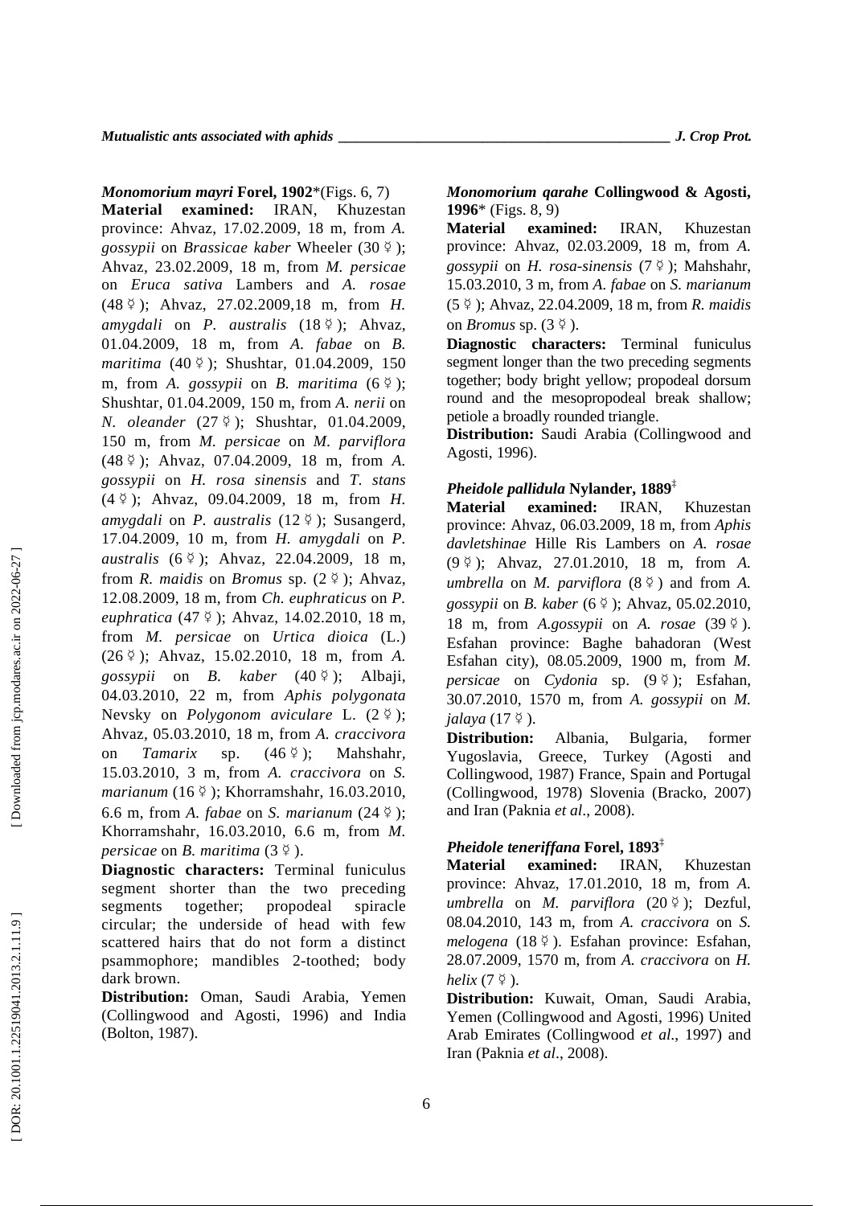***Monomorium mayri* Forel, 1902**\*(Figs. 6, 7)

**Material examined:** IRAN, Khuzestan province: Ahvaz, 17.02.2009, 18 m, from *A. gossypii* on *Brassicae kaber* Wheeler (30☿); Ahvaz, 23.02.2009, 18 m, from *M. persicae* on *Eruca sativa* Lambers and *A. rosae* (48☿); Ahvaz, 27.02.2009,18 m, from *H. amygdali* on *P. australis* (18☿); Ahvaz, 01.04.2009, 18 m, from *A. fabae* on *B. maritima* (40☿); Shushtar, 01.04.2009, 150 m, from *A. gossypii* on *B. maritima* (6☿); Shushtar, 01.04.2009, 150 m, from *A. nerii* on *N. oleander* (27☿); Shushtar, 01.04.2009, 150 m, from *M. persicae* on *M. parviflora* (48☿); Ahvaz, 07.04.2009, 18 m, from *A. gossypii* on *H. rosa sinensis* and *T. stans* (4☿); Ahvaz, 09.04.2009, 18 m, from *H. amygdali* on *P. australis* (12☿); Susangerd, 17.04.2009, 10 m, from *H. amygdali* on *P. australis* (6☿); Ahvaz, 22.04.2009, 18 m, from *R. maidis* on *Bromus* sp. (2☿); Ahvaz, 12.08.2009, 18 m, from *Ch. euphraticus* on *P. euphratica* (47☿); Ahvaz, 14.02.2010, 18 m, from *M. persicae* on *Urtica dioica* (L.) (26☿); Ahvaz, 15.02.2010, 18 m, from *A. gossypii* on *B. kaber* (40☿); Albaji, 04.03.2010, 22 m, from *Aphis polygonata* Nevsky on *Polygonom aviculare* L. (2☿); Ahvaz, 05.03.2010, 18 m, from *A. craccivora* on *Tamarix* sp. (46☿); Mahshahr, 15.03.2010, 3 m, from *A. craccivora* on *S. marianum* (16☿); Khorramshahr, 16.03.2010, 6.6 m, from *A. fabae* on *S. marianum* (24☿); Khorramshahr, 16.03.2010, 6.6 m, from *M. persicae* on *B. maritima* (3☿).

**Diagnostic characters:** Terminal funiculus segment shorter than the two preceding segments together; propodeal spiracle circular; the underside of head with few scattered hairs that do not form a distinct psammophore; mandibles 2-toothed; body dark brown.

**Distribution:** Oman, Saudi Arabia, Yemen (Collingwood and Agosti, 1996) and India (Bolton, 1987).

***Monomorium qarahe* Collingwood & Agosti, 1996**\* (Figs. 8, 9)

**Material examined:** IRAN, Khuzestan province: Ahvaz, 02.03.2009, 18 m, from *A. gossypii* on *H. rosa-sinensis* (7☿); Mahshahr, 15.03.2010, 3 m, from *A. fabae* on *S. marianum* (5☿); Ahvaz, 22.04.2009, 18 m, from *R. maidis* on *Bromus* sp. (3☿).

**Diagnostic characters:** Terminal funiculus segment longer than the two preceding segments together; body bright yellow; propodeal dorsum round and the mesopropodeal break shallow; petiole a broadly rounded triangle.

**Distribution:** Saudi Arabia (Collingwood and Agosti, 1996).

***Pheidole pallidula* Nylander, 1889**‡

**Material examined:** IRAN, Khuzestan province: Ahvaz, 06.03.2009, 18 m, from *Aphis davletshinae* Hille Ris Lambers on *A. rosae* (9☿); Ahvaz, 27.01.2010, 18 m, from *A. umbrella* on *M. parviflora* (8☿) and from *A. gossypii* on *B. kaber* (6☿); Ahvaz, 05.02.2010, 18 m, from *A.gossypii* on *A. rosae* (39☿). Esfahan province: Baghe bahadoran (West Esfahan city), 08.05.2009, 1900 m, from *M. persicae* on *Cydonia* sp. (9☿); Esfahan, 30.07.2010, 1570 m, from *A. gossypii* on *M. jalaya* (17☿).

**Distribution:** Albania, Bulgaria, former Yugoslavia, Greece, Turkey (Agosti and Collingwood, 1987) France, Spain and Portugal (Collingwood, 1978) Slovenia (Bracko, 2007) and Iran (Paknia *et al*., 2008).

***Pheidole teneriffana* Forel, 1893**‡

**Material examined:** IRAN, Khuzestan province: Ahvaz, 17.01.2010, 18 m, from *A. umbrella* on *M. parviflora* (20☿); Dezful, 08.04.2010, 143 m, from *A. craccivora* on *S. melogena* (18☿). Esfahan province: Esfahan, 28.07.2009, 1570 m, from *A. craccivora* on *H. helix* (7☿).

**Distribution:** Kuwait, Oman, Saudi Arabia, Yemen (Collingwood and Agosti, 1996) United Arab Emirates (Collingwood *et al*., 1997) and Iran (Paknia *et al*., 2008).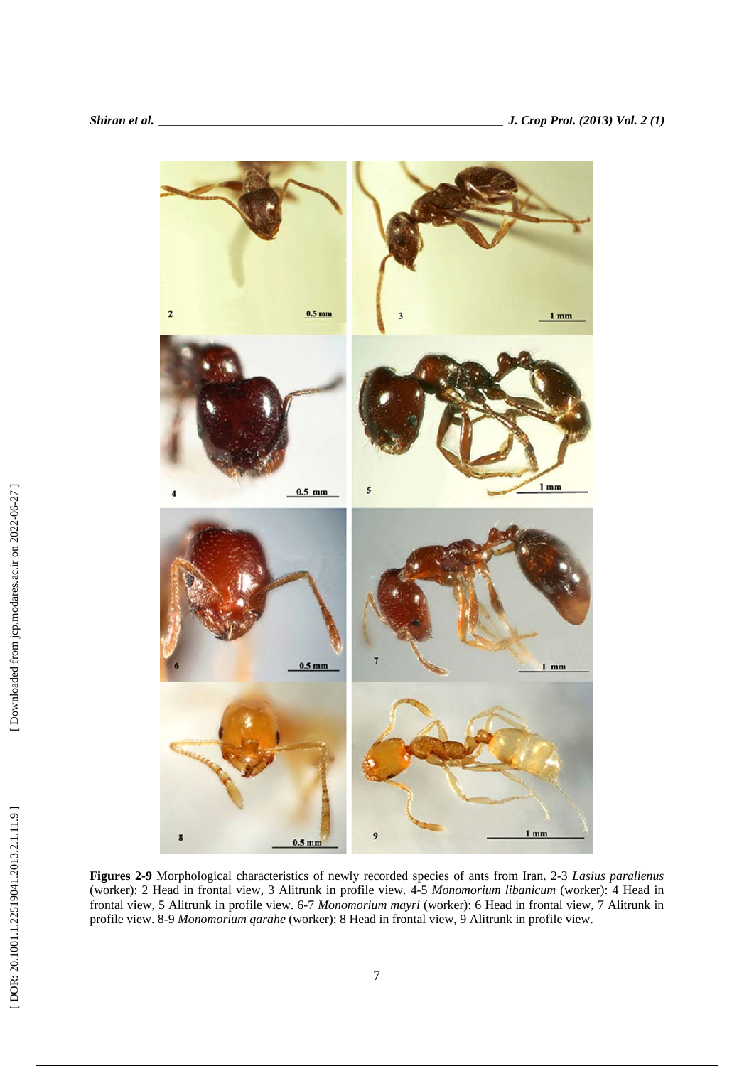**Figures 2-9** Morphological characteristics of newly recorded species of ants from Iran. 2-3 *Lasius paralienus* (worker): 2 Head in frontal view, 3 Alitrunk in profile view. 4-5 *Monomorium libanicum* (worker): 4 Head in frontal view, 5 Alitrunk in profile view. 6-7 *Monomorium mayri* (worker): 6 Head in frontal view, 7 Alitrunk in profile view. 8-9 *Monomorium qarahe* (worker): 8 Head in frontal view, 9 Alitrunk in profile view.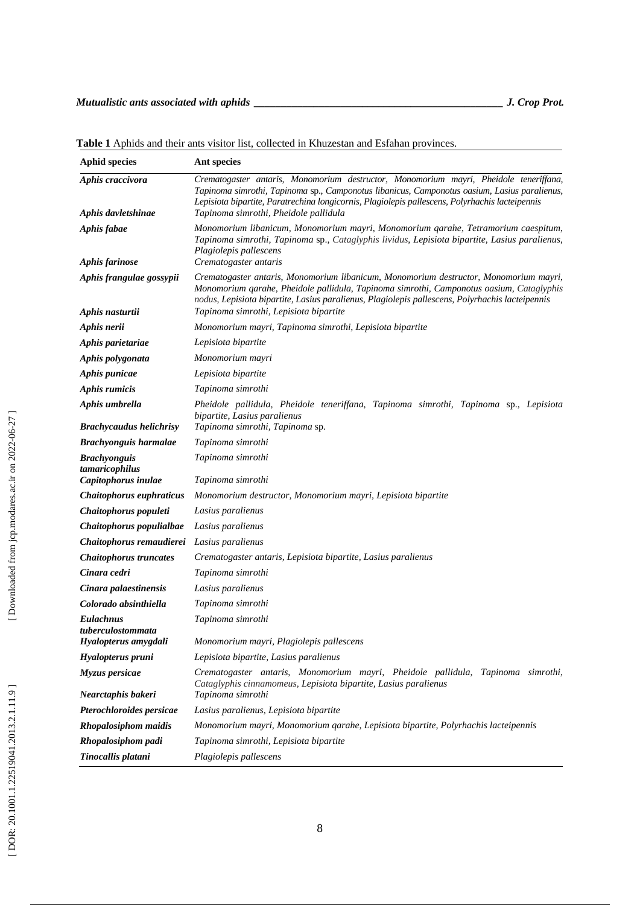**Table 1** Aphids and their ants visitor list, collected in Khuzestan and Esfahan provinces.

| Aphid species | Ant species |
|---|---|
| ***Aphis craccivora*** | *Crematogaster antaris, Monomorium destructor, Monomorium mayri, Pheidole teneriffana, Tapinoma simrothi, Tapinoma* sp.*, Camponotus libanicus, Camponotus oasium, Lasius paralienus, Lepisiota bipartite, Paratrechina longicornis, Plagiolepis pallescens, Polyrhachis lacteipennis* |
| ***Aphis davletshinae*** | *Tapinoma simrothi, Pheidole pallidula* |
| ***Aphis fabae*** | *Monomorium libanicum, Monomorium mayri, Monomorium qarahe, Tetramorium caespitum, Tapinoma simrothi, Tapinoma* sp.*, Cataglyphis lividus, Lepisiota bipartite, Lasius paralienus, Plagiolepis pallescens* |
| ***Aphis farinose*** | *Crematogaster antaris* |
| ***Aphis frangulae gossypii*** | *Crematogaster antaris, Monomorium libanicum, Monomorium destructor, Monomorium mayri, Monomorium qarahe, Pheidole pallidula, Tapinoma simrothi, Camponotus oasium, Cataglyphis nodus, Lepisiota bipartite, Lasius paralienus, Plagiolepis pallescens, Polyrhachis lacteipennis* |
| ***Aphis nasturtii*** | *Tapinoma simrothi, Lepisiota bipartite* |
| ***Aphis nerii*** | *Monomorium mayri, Tapinoma simrothi, Lepisiota bipartite* |
| ***Aphis parietariae*** | *Lepisiota bipartite* |
| ***Aphis polygonata*** | *Monomorium mayri* |
| ***Aphis punicae*** | *Lepisiota bipartite* |
| ***Aphis rumicis*** | *Tapinoma simrothi* |
| ***Aphis umbrella*** | *Pheidole pallidula, Pheidole teneriffana, Tapinoma simrothi, Tapinoma* sp.*, Lepisiota bipartite, Lasius paralienus* |
| ***Brachycaudus helichrisy*** | *Tapinoma simrothi, Tapinoma* sp. |
| ***Brachyonguis harmalae*** | *Tapinoma simrothi* |
| ***Brachyonguis tamaricophilus*** | *Tapinoma simrothi* |
| ***Capitophorus inulae*** | *Tapinoma simrothi* |
| ***Chaitophorus euphraticus*** | *Monomorium destructor, Monomorium mayri, Lepisiota bipartite* |
| ***Chaitophorus populeti*** | *Lasius paralienus* |
| ***Chaitophorus populialbae*** | *Lasius paralienus* |
| ***Chaitophorus remaudierei*** | *Lasius paralienus* |
| ***Chaitophorus truncates*** | *Crematogaster antaris, Lepisiota bipartite, Lasius paralienus* |
| ***Cinara cedri*** | *Tapinoma simrothi* |
| ***Cinara palaestinensis*** | *Lasius paralienus* |
| ***Colorado absinthiella*** | *Tapinoma simrothi* |
| ***Eulachnus tuberculostommata*** | *Tapinoma simrothi* |
| ***Hyalopterus amygdali*** | *Monomorium mayri, Plagiolepis pallescens* |
| ***Hyalopterus pruni*** | *Lepisiota bipartite, Lasius paralienus* |
| ***Myzus persicae*** | *Crematogaster antaris, Monomorium mayri, Pheidole pallidula, Tapinoma simrothi, Cataglyphis cinnamomeus, Lepisiota bipartite, Lasius paralienus* |
| ***Nearctaphis bakeri*** | *Tapinoma simrothi* |
| ***Pterochloroides persicae*** | *Lasius paralienus, Lepisiota bipartite* |
| ***Rhopalosiphom maidis*** | *Monomorium mayri, Monomorium qarahe, Lepisiota bipartite, Polyrhachis lacteipennis* |
| ***Rhopalosiphom padi*** | *Tapinoma simrothi, Lepisiota bipartite* |
| ***Tinocallis platani*** | *Plagiolepis pallescens* |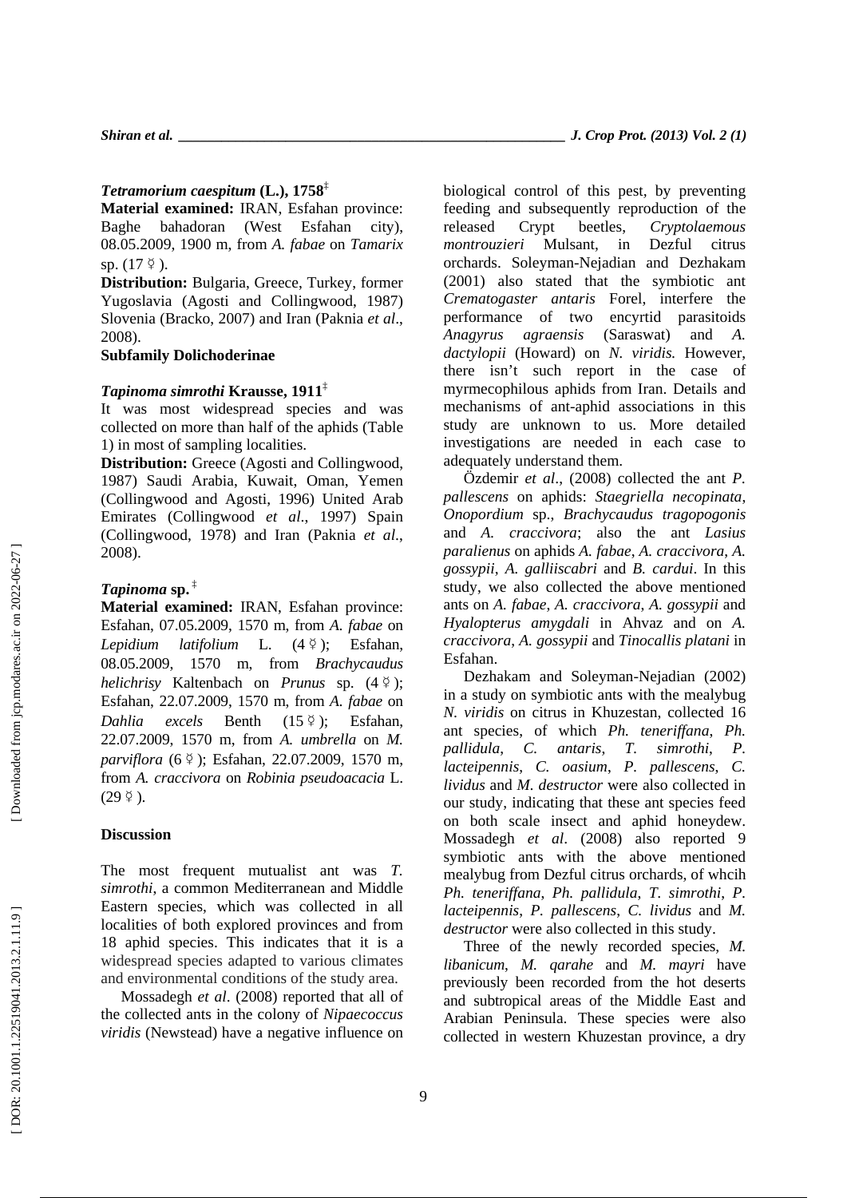### *Tetramorium caespitum* (L.), 1758‡

**Material examined:** IRAN, Esfahan province: Baghe bahadoran (West Esfahan city), 08.05.2009, 1900 m, from *A. fabae* on *Tamarix* sp. (17☿).

**Distribution:** Bulgaria, Greece, Turkey, former Yugoslavia (Agosti and Collingwood, 1987) Slovenia (Bracko, 2007) and Iran (Paknia *et al*., 2008).

**Subfamily Dolichoderinae**

### *Tapinoma simrothi* Krausse, 1911‡

It was most widespread species and was collected on more than half of the aphids (Table 1) in most of sampling localities.

**Distribution:** Greece (Agosti and Collingwood, 1987) Saudi Arabia, Kuwait, Oman, Yemen (Collingwood and Agosti, 1996) United Arab Emirates (Collingwood *et al*., 1997) Spain (Collingwood, 1978) and Iran (Paknia *et al*., 2008).

### *Tapinoma* sp. ‡

**Material examined:** IRAN, Esfahan province: Esfahan, 07.05.2009, 1570 m, from *A. fabae* on *Lepidium latifolium* L. (4☿); Esfahan, 08.05.2009, 1570 m, from *Brachycaudus helichrisy* Kaltenbach on *Prunus* sp. (4☿); Esfahan, 22.07.2009, 1570 m, from *A. fabae* on *Dahlia excels* Benth (15☿); Esfahan, 22.07.2009, 1570 m, from *A. umbrella* on *M. parviflora* (6☿); Esfahan, 22.07.2009, 1570 m, from *A. craccivora* on *Robinia pseudoacacia* L. (29☿).

## Discussion

The most frequent mutualist ant was *T. simrothi*, a common Mediterranean and Middle Eastern species, which was collected in all localities of both explored provinces and from 18 aphid species. This indicates that it is a widespread species adapted to various climates and environmental conditions of the study area.

Mossadegh *et al*. (2008) reported that all of the collected ants in the colony of *Nipaecoccus viridis* (Newstead) have a negative influence on biological control of this pest, by preventing feeding and subsequently reproduction of the released Crypt beetles, *Cryptolaemous montrouzieri* Mulsant, in Dezful citrus orchards. Soleyman-Nejadian and Dezhakam (2001) also stated that the symbiotic ant *Crematogaster antaris* Forel, interfere the performance of two encyrtid parasitoids *Anagyrus agraensis* (Saraswat) and *A. dactylopii* (Howard) on *N. viridis.* However, there isn't such report in the case of myrmecophilous aphids from Iran. Details and mechanisms of ant-aphid associations in this study are unknown to us. More detailed investigations are needed in each case to adequately understand them.

Özdemir *et al*., (2008) collected the ant *P. pallescens* on aphids: *Staegriella necopinata*, *Onopordium* sp., *Brachycaudus tragopogonis* and *A. craccivora*; also the ant *Lasius paralienus* on aphids *A. fabae*, *A. craccivora*, *A. gossypii*, *A. galliiscabri* and *B. cardui*. In this study, we also collected the above mentioned ants on *A. fabae*, *A. craccivora*, *A. gossypii* and *Hyalopterus amygdali* in Ahvaz and on *A. craccivora*, *A. gossypii* and *Tinocallis platani* in Esfahan.

Dezhakam and Soleyman-Nejadian (2002) in a study on symbiotic ants with the mealybug *N. viridis* on citrus in Khuzestan, collected 16 ant species, of which *Ph. teneriffana*, *Ph. pallidula*, *C. antaris*, *T. simrothi*, *P. lacteipennis*, *C. oasium*, *P. pallescens*, *C. lividus* and *M. destructor* were also collected in our study, indicating that these ant species feed on both scale insect and aphid honeydew. Mossadegh *et al*. (2008) also reported 9 symbiotic ants with the above mentioned mealybug from Dezful citrus orchards, of whcih *Ph. teneriffana*, *Ph. pallidula*, *T. simrothi*, *P. lacteipennis*, *P. pallescens*, *C. lividus* and *M. destructor* were also collected in this study.

Three of the newly recorded species, *M. libanicum*, *M. qarahe* and *M. mayri* have previously been recorded from the hot deserts and subtropical areas of the Middle East and Arabian Peninsula. These species were also collected in western Khuzestan province, a dry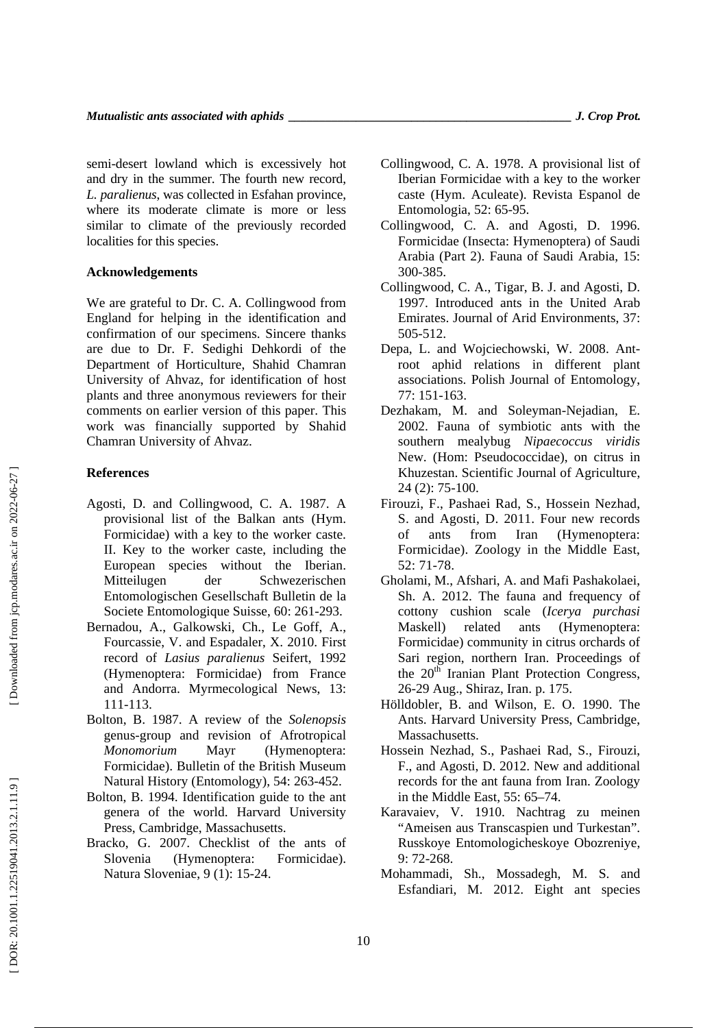semi-desert lowland which is excessively hot and dry in the summer. The fourth new record, *L. paralienus*, was collected in Esfahan province, where its moderate climate is more or less similar to climate of the previously recorded localities for this species.

## Acknowledgements

We are grateful to Dr. C. A. Collingwood from England for helping in the identification and confirmation of our specimens. Sincere thanks are due to Dr. F. Sedighi Dehkordi of the Department of Horticulture, Shahid Chamran University of Ahvaz, for identification of host plants and three anonymous reviewers for their comments on earlier version of this paper. This work was financially supported by Shahid Chamran University of Ahvaz.

## References

Agosti, D. and Collingwood, C. A. 1987. A provisional list of the Balkan ants (Hym. Formicidae) with a key to the worker caste. II. Key to the worker caste, including the European species without the Iberian. Mitteilugen der Schwezerischen Entomologischen Gesellschaft Bulletin de la Societe Entomologique Suisse, 60: 261-293.

Bernadou, A., Galkowski, Ch., Le Goff, A., Fourcassie, V. and Espadaler, X. 2010. First record of *Lasius paralienus* Seifert, 1992 (Hymenoptera: Formicidae) from France and Andorra. Myrmecological News, 13: 111-113.

Bolton, B. 1987. A review of the *Solenopsis* genus-group and revision of Afrotropical *Monomorium* Mayr (Hymenoptera: Formicidae). Bulletin of the British Museum Natural History (Entomology), 54: 263-452.

Bolton, B. 1994. Identification guide to the ant genera of the world. Harvard University Press, Cambridge, Massachusetts.

Bracko, G. 2007. Checklist of the ants of Slovenia (Hymenoptera: Formicidae). Natura Sloveniae, 9 (1): 15-24.

Collingwood, C. A. 1978. A provisional list of Iberian Formicidae with a key to the worker caste (Hym. Aculeate). Revista Espanol de Entomologia, 52: 65-95.

Collingwood, C. A. and Agosti, D. 1996. Formicidae (Insecta: Hymenoptera) of Saudi Arabia (Part 2). Fauna of Saudi Arabia, 15: 300-385.

Collingwood, C. A., Tigar, B. J. and Agosti, D. 1997. Introduced ants in the United Arab Emirates. Journal of Arid Environments, 37: 505-512.

Depa, L. and Wojciechowski, W. 2008. Ant-root aphid relations in different plant associations. Polish Journal of Entomology, 77: 151-163.

Dezhakam, M. and Soleyman-Nejadian, E. 2002. Fauna of symbiotic ants with the southern mealybug *Nipaecoccus viridis* New. (Hom: Pseudococcidae), on citrus in Khuzestan. Scientific Journal of Agriculture, 24 (2): 75-100.

Firouzi, F., Pashaei Rad, S., Hossein Nezhad, S. and Agosti, D. 2011. Four new records of ants from Iran (Hymenoptera: Formicidae). Zoology in the Middle East, 52: 71-78.

Gholami, M., Afshari, A. and Mafi Pashakolaei, Sh. A. 2012. The fauna and frequency of cottony cushion scale (*Icerya purchasi* Maskell) related ants (Hymenoptera: Formicidae) community in citrus orchards of Sari region, northern Iran. Proceedings of the 20th Iranian Plant Protection Congress, 26-29 Aug., Shiraz, Iran. p. 175.

Hölldobler, B. and Wilson, E. O. 1990. The Ants. Harvard University Press, Cambridge, Massachusetts.

Hossein Nezhad, S., Pashaei Rad, S., Firouzi, F., and Agosti, D. 2012. New and additional records for the ant fauna from Iran. Zoology in the Middle East, 55: 65–74.

Karavaiev, V. 1910. Nachtrag zu meinen "Ameisen aus Transcaspien und Turkestan". Russkoye Entomologicheskoye Obozreniye, 9: 72-268.

Mohammadi, Sh., Mossadegh, M. S. and Esfandiari, M. 2012. Eight ant species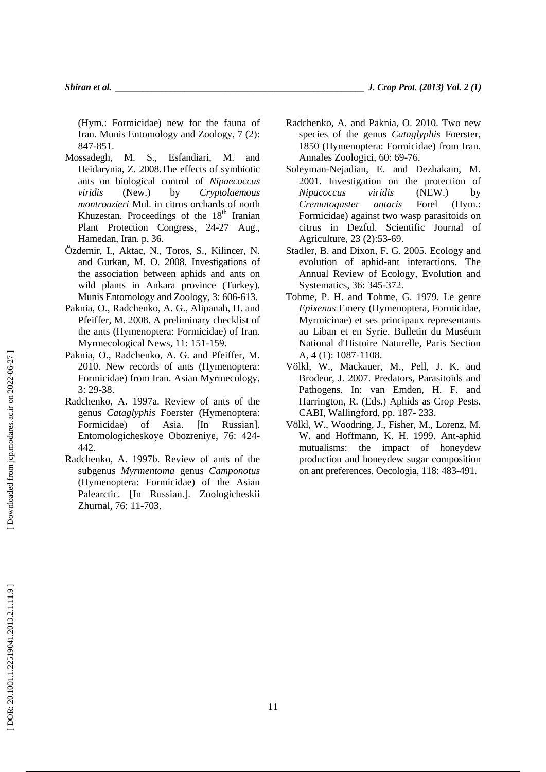(Hym.: Formicidae) new for the fauna of Iran. Munis Entomology and Zoology, 7 (2): 847-851.

Mossadegh, M. S., Esfandiari, M. and Heidarynia, Z. 2008.The effects of symbiotic ants on biological control of *Nipaecoccus viridis* (New.) by *Cryptolaemous montrouzieri* Mul. in citrus orchards of north Khuzestan. Proceedings of the 18th Iranian Plant Protection Congress, 24-27 Aug., Hamedan, Iran. p. 36.

Özdemir, I., Aktac, N., Toros, S., Kilincer, N. and Gurkan, M. O. 2008. Investigations of the association between aphids and ants on wild plants in Ankara province (Turkey). Munis Entomology and Zoology, 3: 606-613.

Paknia, O., Radchenko, A. G., Alipanah, H. and Pfeiffer, M. 2008. A preliminary checklist of the ants (Hymenoptera: Formicidae) of Iran. Myrmecological News, 11: 151-159.

Paknia, O., Radchenko, A. G. and Pfeiffer, M. 2010. New records of ants (Hymenoptera: Formicidae) from Iran. Asian Myrmecology, 3: 29-38.

Radchenko, A. 1997a. Review of ants of the genus *Cataglyphis* Foerster (Hymenoptera: Formicidae) of Asia. [In Russian]. Entomologicheskoye Obozreniye, 76: 424-442.

Radchenko, A. 1997b. Review of ants of the subgenus *Myrmentoma* genus *Camponotus* (Hymenoptera: Formicidae) of the Asian Palearctic. [In Russian.]. Zoologicheskii Zhurnal, 76: 11-703.

Radchenko, A. and Paknia, O. 2010. Two new species of the genus *Cataglyphis* Foerster, 1850 (Hymenoptera: Formicidae) from Iran. Annales Zoologici, 60: 69-76.

Soleyman-Nejadian, E. and Dezhakam, M. 2001. Investigation on the protection of *Nipacoccus viridis* (NEW.) by *Crematogaster antaris* Forel (Hym.: Formicidae) against two wasp parasitoids on citrus in Dezful. Scientific Journal of Agriculture, 23 (2):53-69.

Stadler, B. and Dixon, F. G. 2005. Ecology and evolution of aphid-ant interactions. The Annual Review of Ecology, Evolution and Systematics, 36: 345-372.

Tohme, P. H. and Tohme, G. 1979. Le genre *Epixenus* Emery (Hymenoptera, Formicidae, Myrmicinae) et ses principaux representants au Liban et en Syrie. Bulletin du Muséum National d'Histoire Naturelle, Paris Section A, 4 (1): 1087-1108.

Völkl, W., Mackauer, M., Pell, J. K. and Brodeur, J. 2007. Predators, Parasitoids and Pathogens. In: van Emden, H. F. and Harrington, R. (Eds.) Aphids as Crop Pests. CABI, Wallingford, pp. 187- 233.

Völkl, W., Woodring, J., Fisher, M., Lorenz, M. W. and Hoffmann, K. H. 1999. Ant-aphid mutualisms: the impact of honeydew production and honeydew sugar composition on ant preferences. Oecologia, 118: 483-491.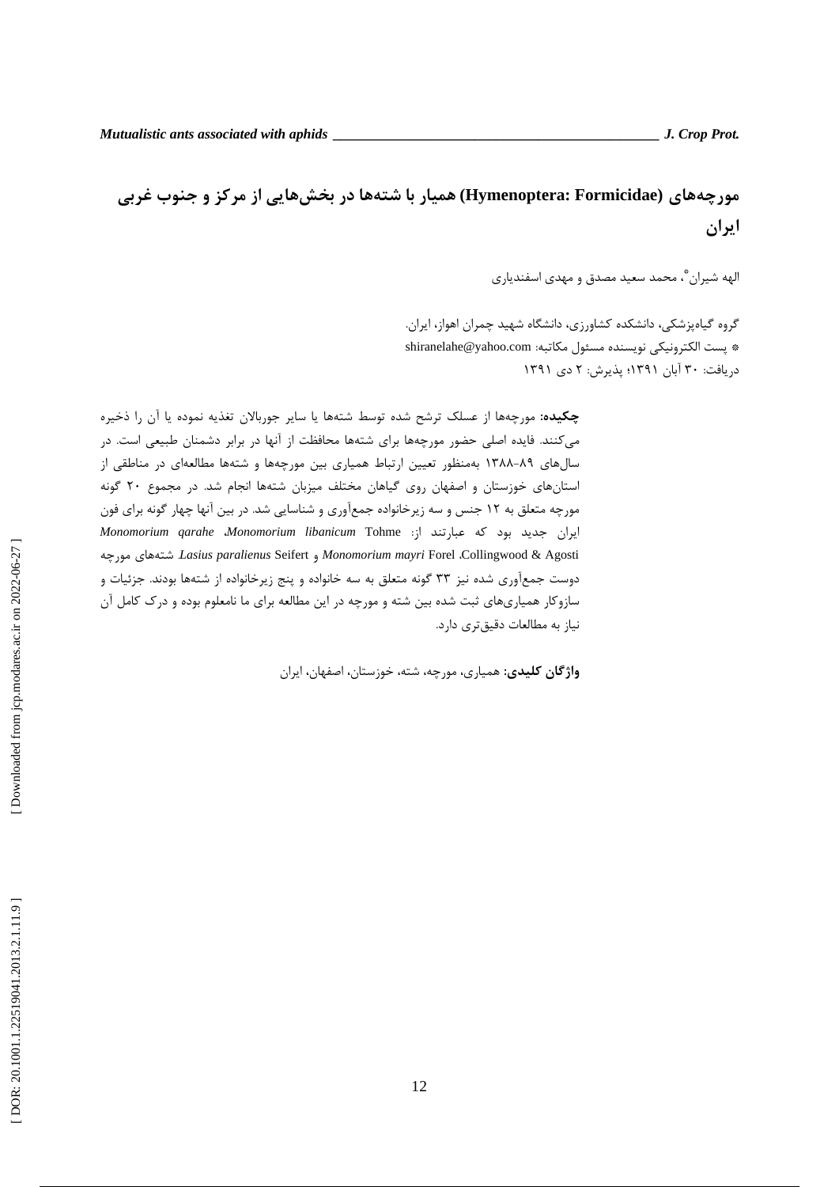# مورچه‌های (Hymenoptera: Formicidae) همیار با شته‌ها در بخش‌هایی از مرکز و جنوب غربی ایران

الهه شیران*، محمد سعید مصدق و مهدی اسفندیاری

گروه گیاه‌پزشکی، دانشکده کشاورزی، دانشگاه شهید چمران اهواز، ایران.
* پست الکترونیکی نویسنده مسئول مکاتبه: shiranelahe@yahoo.com
دریافت: ۳۰ آبان ۱۳۹۱؛ پذیرش: ۲ دی ۱۳۹۱

**چکیده:** مورچه‌ها از عسلک ترشح شده توسط شته‌ها یا سایر جوربالان تغذیه نموده یا آن را ذخیره می‌کنند. فایده اصلی حضور مورچه‌ها برای شته‌ها محافظت از آنها در برابر دشمنان طبیعی است. در سال‌های ۸۹-۱۳۸۸ به‌منظور تعیین ارتباط همیاری بین مورچه‌ها و شته‌ها مطالعه‌ای در مناطقی از استان‌های خوزستان و اصفهان روی گیاهان مختلف میزبان شته‌ها انجام شد. در مجموع ۲۰ گونه مورچه متعلق به ۱۲ جنس و سه زیرخانواده جمع‌آوری و شناسایی شد. در بین آنها چهار گونه برای فون ایران جدید بود که عبارتند از: *Monomorium libanicum* Tohme، *Monomorium qarahe* Collingwood & Agosti، *Monomorium mayri* Forel و *Lasius paralienus* Seifert. شته‌های مورچه دوست جمع‌آوری شده نیز ۳۳ گونه متعلق به سه خانواده و پنج زیرخانواده از شته‌ها بودند. جزئیات و سازوکار همیاری‌های ثبت شده بین شته و مورچه در این مطالعه برای ما نامعلوم بوده و درک کامل آن نیاز به مطالعات دقیق‌تری دارد.

**واژگان کلیدی:** همیاری، مورچه، شته، خوزستان، اصفهان، ایران